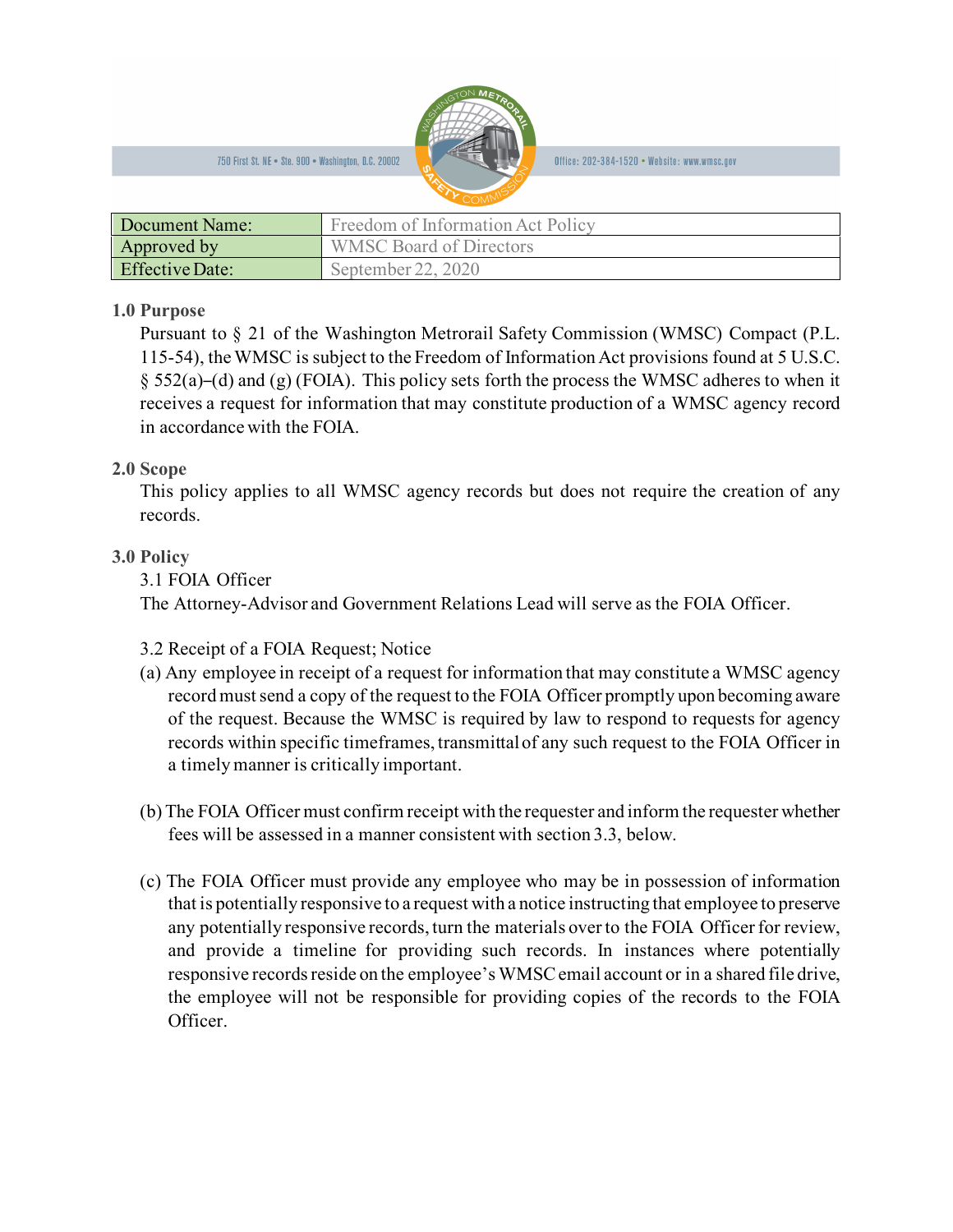750 First St. NE • Ste. 900 • Washington, D.C. 20002 Office: 202-384-1520 • Website: www.wmsc.gov

| Document Name: | Freedom of Information Act Policy |
|---|---|
| Approved by | WMSC Board of Directors |
| Effective Date: | September 22, 2020 |

## 1.0 Purpose

Pursuant to § 21 of the Washington Metrorail Safety Commission (WMSC) Compact (P.L. 115-54), the WMSC is subject to the Freedom of Information Act provisions found at 5 U.S.C. § 552(a)–(d) and (g) (FOIA). This policy sets forth the process the WMSC adheres to when it receives a request for information that may constitute production of a WMSC agency record in accordance with the FOIA.

## 2.0 Scope

This policy applies to all WMSC agency records but does not require the creation of any records.

## 3.0 Policy

### 3.1 FOIA Officer

The Attorney-Advisor and Government Relations Lead will serve as the FOIA Officer.

### 3.2 Receipt of a FOIA Request; Notice

(a) Any employee in receipt of a request for information that may constitute a WMSC agency record must send a copy of the request to the FOIA Officer promptly upon becoming aware of the request. Because the WMSC is required by law to respond to requests for agency records within specific timeframes, transmittal of any such request to the FOIA Officer in a timely manner is critically important.

(b) The FOIA Officer must confirm receipt with the requester and inform the requester whether fees will be assessed in a manner consistent with section 3.3, below.

(c) The FOIA Officer must provide any employee who may be in possession of information that is potentially responsive to a request with a notice instructing that employee to preserve any potentially responsive records, turn the materials over to the FOIA Officer for review, and provide a timeline for providing such records. In instances where potentially responsive records reside on the employee's WMSC email account or in a shared file drive, the employee will not be responsible for providing copies of the records to the FOIA Officer.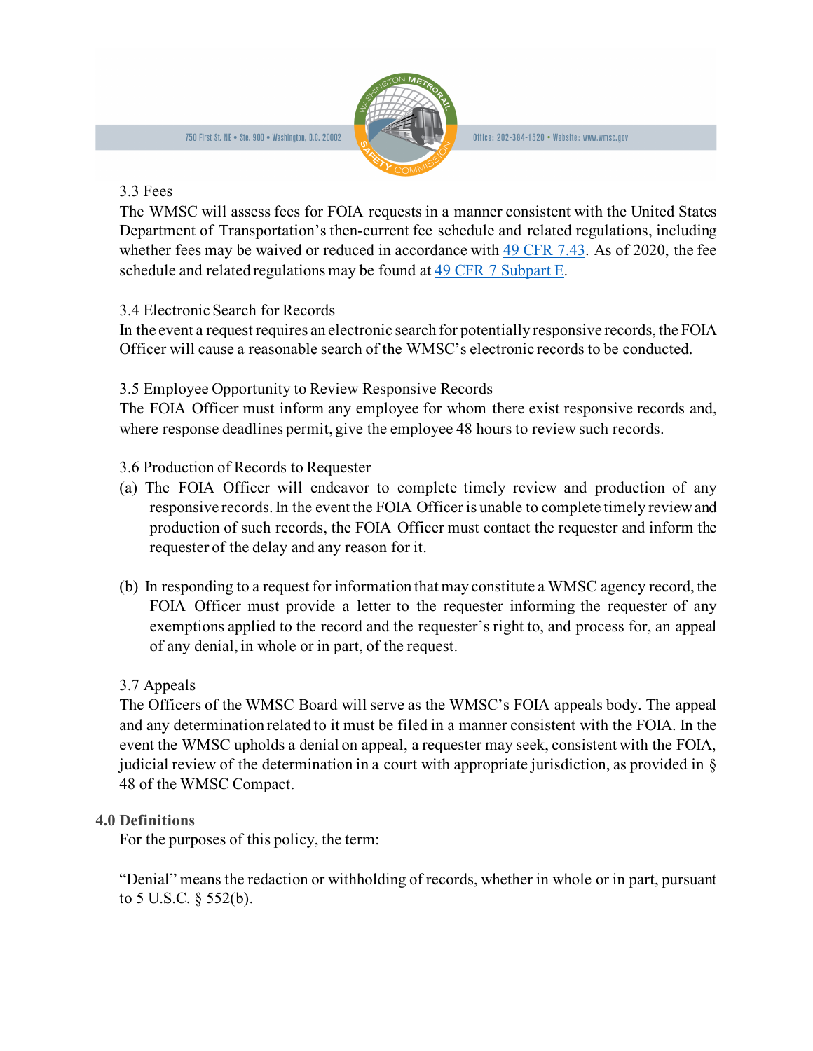### 3.3 Fees

The WMSC will assess fees for FOIA requests in a manner consistent with the United States Department of Transportation's then-current fee schedule and related regulations, including whether fees may be waived or reduced in accordance with [49 CFR 7.43](). As of 2020, the fee schedule and related regulations may be found at [49 CFR 7 Subpart E]().

### 3.4 Electronic Search for Records

In the event a request requires an electronic search for potentially responsive records, the FOIA Officer will cause a reasonable search of the WMSC's electronic records to be conducted.

### 3.5 Employee Opportunity to Review Responsive Records

The FOIA Officer must inform any employee for whom there exist responsive records and, where response deadlines permit, give the employee 48 hours to review such records.

### 3.6 Production of Records to Requester

(a) The FOIA Officer will endeavor to complete timely review and production of any responsive records. In the event the FOIA Officer is unable to complete timely review and production of such records, the FOIA Officer must contact the requester and inform the requester of the delay and any reason for it.

(b) In responding to a request for information that may constitute a WMSC agency record, the FOIA Officer must provide a letter to the requester informing the requester of any exemptions applied to the record and the requester's right to, and process for, an appeal of any denial, in whole or in part, of the request.

### 3.7 Appeals

The Officers of the WMSC Board will serve as the WMSC's FOIA appeals body. The appeal and any determination related to it must be filed in a manner consistent with the FOIA. In the event the WMSC upholds a denial on appeal, a requester may seek, consistent with the FOIA, judicial review of the determination in a court with appropriate jurisdiction, as provided in § 48 of the WMSC Compact.

## 4.0 Definitions

For the purposes of this policy, the term:

"Denial" means the redaction or withholding of records, whether in whole or in part, pursuant to 5 U.S.C. § 552(b).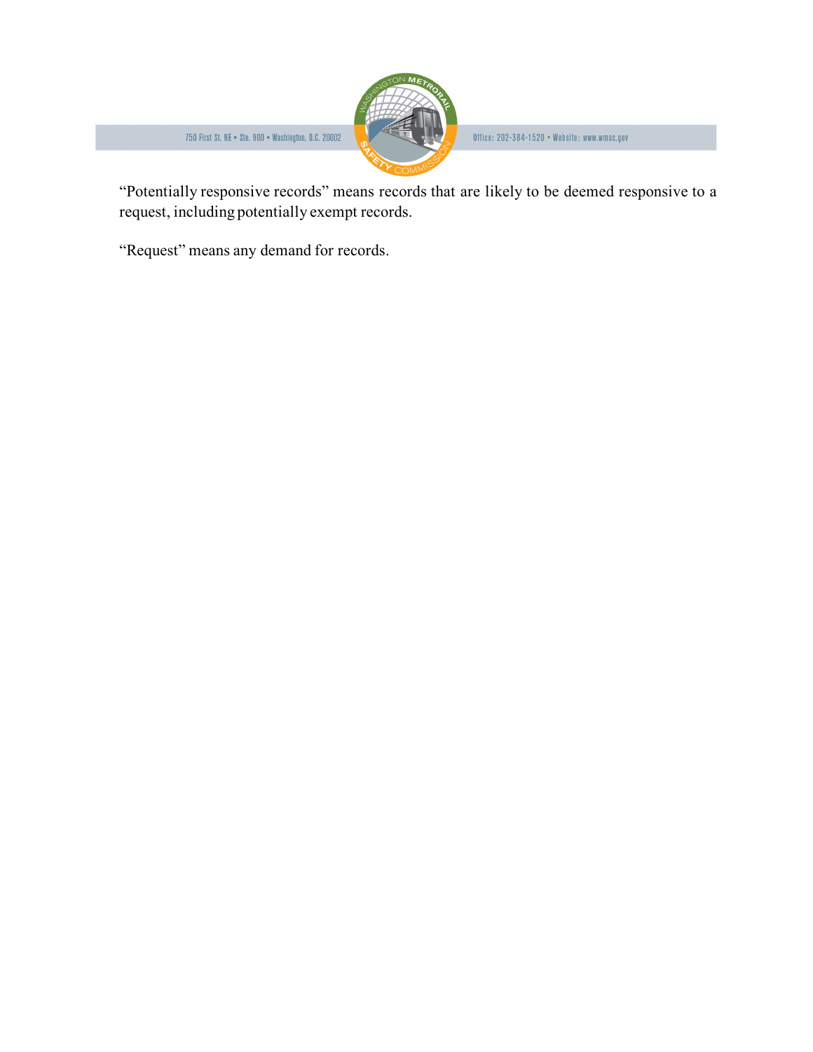"Potentially responsive records" means records that are likely to be deemed responsive to a request, including potentially exempt records.

"Request" means any demand for records.